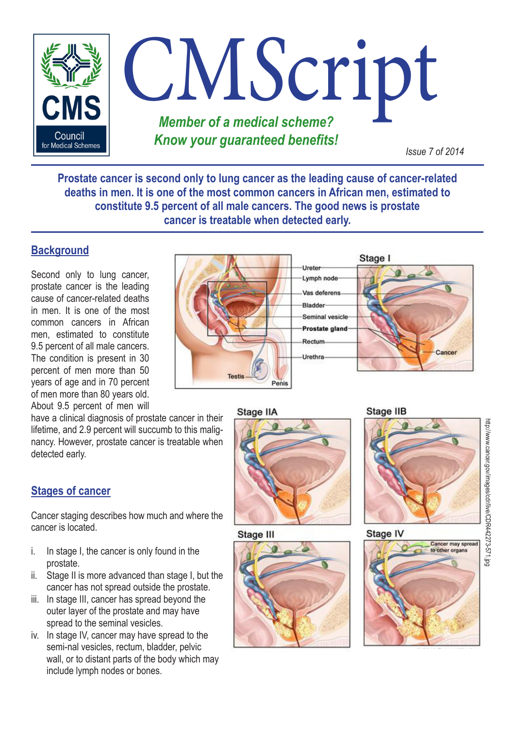# CMScript

***Member of a medical scheme? Know your guaranteed benefits!***

*Issue 7 of 2014*

**Prostate cancer is second only to lung cancer as the leading cause of cancer-related deaths in men. It is one of the most common cancers in African men, estimated to constitute 9.5 percent of all male cancers. The good news is prostate cancer is treatable when detected early.**

## Background

Second only to lung cancer, prostate cancer is the leading cause of cancer-related deaths in men. It is one of the most common cancers in African men, estimated to constitute 9.5 percent of all male cancers. The condition is present in 30 percent of men more than 50 years of age and in 70 percent of men more than 80 years old. About 9.5 percent of men will have a clinical diagnosis of prostate cancer in their lifetime, and 2.9 percent will succumb to this malignancy. However, prostate cancer is treatable when detected early.

## Stages of cancer

Cancer staging describes how much and where the cancer is located.

i. In stage I, the cancer is only found in the prostate.
ii. Stage II is more advanced than stage I, but the cancer has not spread outside the prostate.
iii. In stage III, cancer has spread beyond the outer layer of the prostate and may have spread to the seminal vesicles.
iv. In stage IV, cancer may have spread to the semi-nal vesicles, rectum, bladder, pelvic wall, or to distant parts of the body which may include lymph nodes or bones.

http://www.cancer.gov/images/cdr/live/CDR442273-571.jpg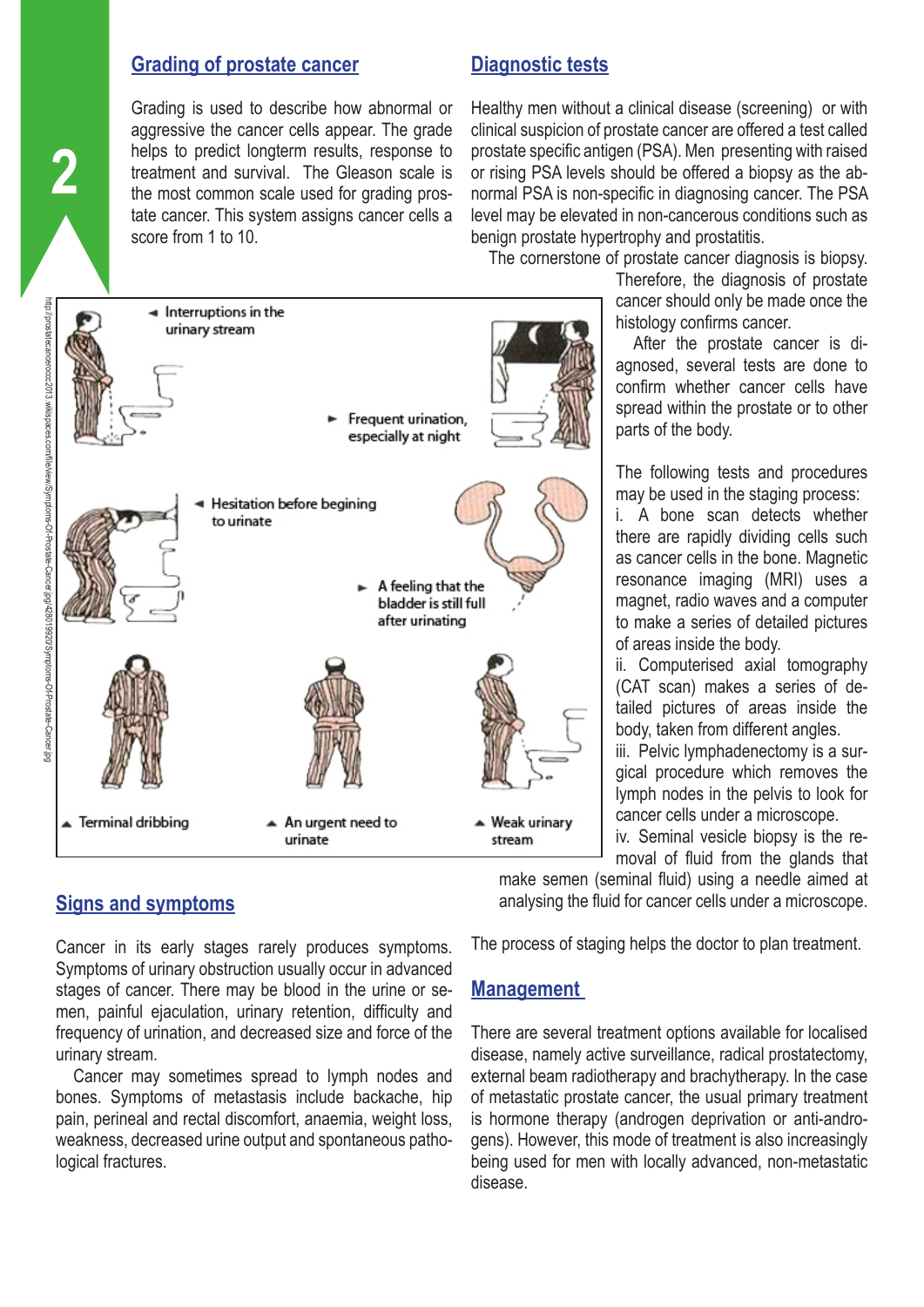## Grading of prostate cancer

Grading is used to describe how abnormal or aggressive the cancer cells appear. The grade helps to predict longterm results, response to treatment and survival. The Gleason scale is the most common scale used for grading prostate cancer. This system assigns cancer cells a score from 1 to 10.

## Diagnostic tests

Healthy men without a clinical disease (screening) or with clinical suspicion of prostate cancer are offered a test called prostate specific antigen (PSA). Men presenting with raised or rising PSA levels should be offered a biopsy as the abnormal PSA is non-specific in diagnosing cancer. The PSA level may be elevated in non-cancerous conditions such as benign prostate hypertrophy and prostatitis.

The cornerstone of prostate cancer diagnosis is biopsy. Therefore, the diagnosis of prostate cancer should only be made once the histology confirms cancer.

After the prostate cancer is diagnosed, several tests are done to confirm whether cancer cells have spread within the prostate or to other parts of the body.

The following tests and procedures may be used in the staging process:

i. A bone scan detects whether there are rapidly dividing cells such as cancer cells in the bone. Magnetic resonance imaging (MRI) uses a magnet, radio waves and a computer to make a series of detailed pictures of areas inside the body.

ii. Computerised axial tomography (CAT scan) makes a series of detailed pictures of areas inside the body, taken from different angles.

iii. Pelvic lymphadenectomy is a surgical procedure which removes the lymph nodes in the pelvis to look for cancer cells under a microscope.

iv. Seminal vesicle biopsy is the removal of fluid from the glands that make semen (seminal fluid) using a needle aimed at analysing the fluid for cancer cells under a microscope.

The process of staging helps the doctor to plan treatment.

## Signs and symptoms

Cancer in its early stages rarely produces symptoms. Symptoms of urinary obstruction usually occur in advanced stages of cancer. There may be blood in the urine or semen, painful ejaculation, urinary retention, difficulty and frequency of urination, and decreased size and force of the urinary stream.

Cancer may sometimes spread to lymph nodes and bones. Symptoms of metastasis include backache, hip pain, perineal and rectal discomfort, anaemia, weight loss, weakness, decreased urine output and spontaneous pathological fractures.

## Management

There are several treatment options available for localised disease, namely active surveillance, radical prostatectomy, external beam radiotherapy and brachytherapy. In the case of metastatic prostate cancer, the usual primary treatment is hormone therapy (androgen deprivation or anti-androgens). However, this mode of treatment is also increasingly being used for men with locally advanced, non-metastatic disease.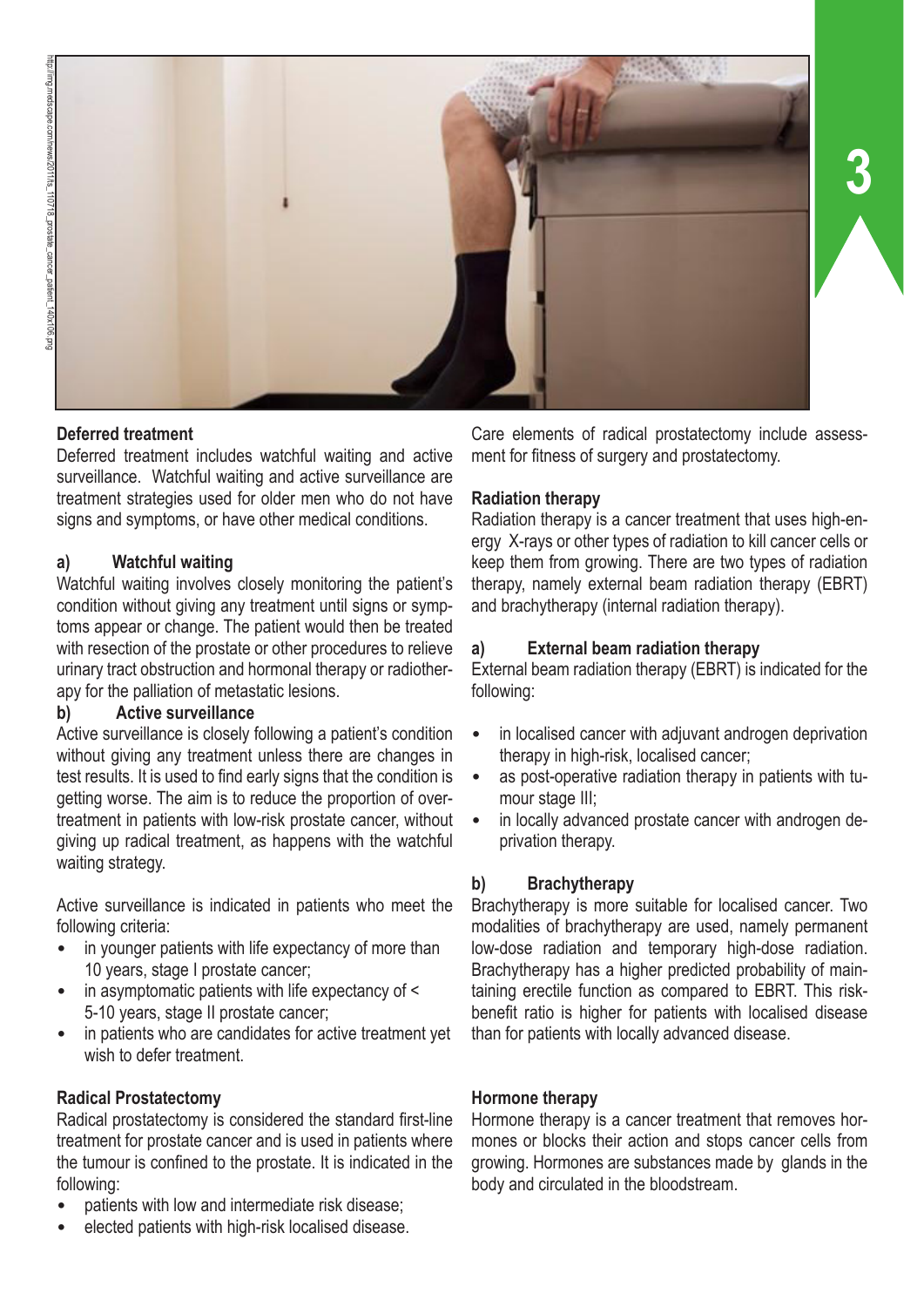### Deferred treatment

Deferred treatment includes watchful waiting and active surveillance. Watchful waiting and active surveillance are treatment strategies used for older men who do not have signs and symptoms, or have other medical conditions.

#### a) Watchful waiting

Watchful waiting involves closely monitoring the patient's condition without giving any treatment until signs or symptoms appear or change. The patient would then be treated with resection of the prostate or other procedures to relieve urinary tract obstruction and hormonal therapy or radiotherapy for the palliation of metastatic lesions.

#### b) Active surveillance

Active surveillance is closely following a patient's condition without giving any treatment unless there are changes in test results. It is used to find early signs that the condition is getting worse. The aim is to reduce the proportion of overtreatment in patients with low-risk prostate cancer, without giving up radical treatment, as happens with the watchful waiting strategy.

Active surveillance is indicated in patients who meet the following criteria:

- in younger patients with life expectancy of more than 10 years, stage I prostate cancer;
- in asymptomatic patients with life expectancy of < 5-10 years, stage II prostate cancer;
- in patients who are candidates for active treatment yet wish to defer treatment.

### Radical Prostatectomy

Radical prostatectomy is considered the standard first-line treatment for prostate cancer and is used in patients where the tumour is confined to the prostate. It is indicated in the following:

- patients with low and intermediate risk disease;
- elected patients with high-risk localised disease.

Care elements of radical prostatectomy include assessment for fitness of surgery and prostatectomy.

### Radiation therapy

Radiation therapy is a cancer treatment that uses high-energy X-rays or other types of radiation to kill cancer cells or keep them from growing. There are two types of radiation therapy, namely external beam radiation therapy (EBRT) and brachytherapy (internal radiation therapy).

#### a) External beam radiation therapy

External beam radiation therapy (EBRT) is indicated for the following:

- in localised cancer with adjuvant androgen deprivation therapy in high-risk, localised cancer;
- as post-operative radiation therapy in patients with tumour stage III;
- in locally advanced prostate cancer with androgen deprivation therapy.

#### b) Brachytherapy

Brachytherapy is more suitable for localised cancer. Two modalities of brachytherapy are used, namely permanent low-dose radiation and temporary high-dose radiation. Brachytherapy has a higher predicted probability of maintaining erectile function as compared to EBRT. This risk-benefit ratio is higher for patients with localised disease than for patients with locally advanced disease.

### Hormone therapy

Hormone therapy is a cancer treatment that removes hormones or blocks their action and stops cancer cells from growing. Hormones are substances made by glands in the body and circulated in the bloodstream.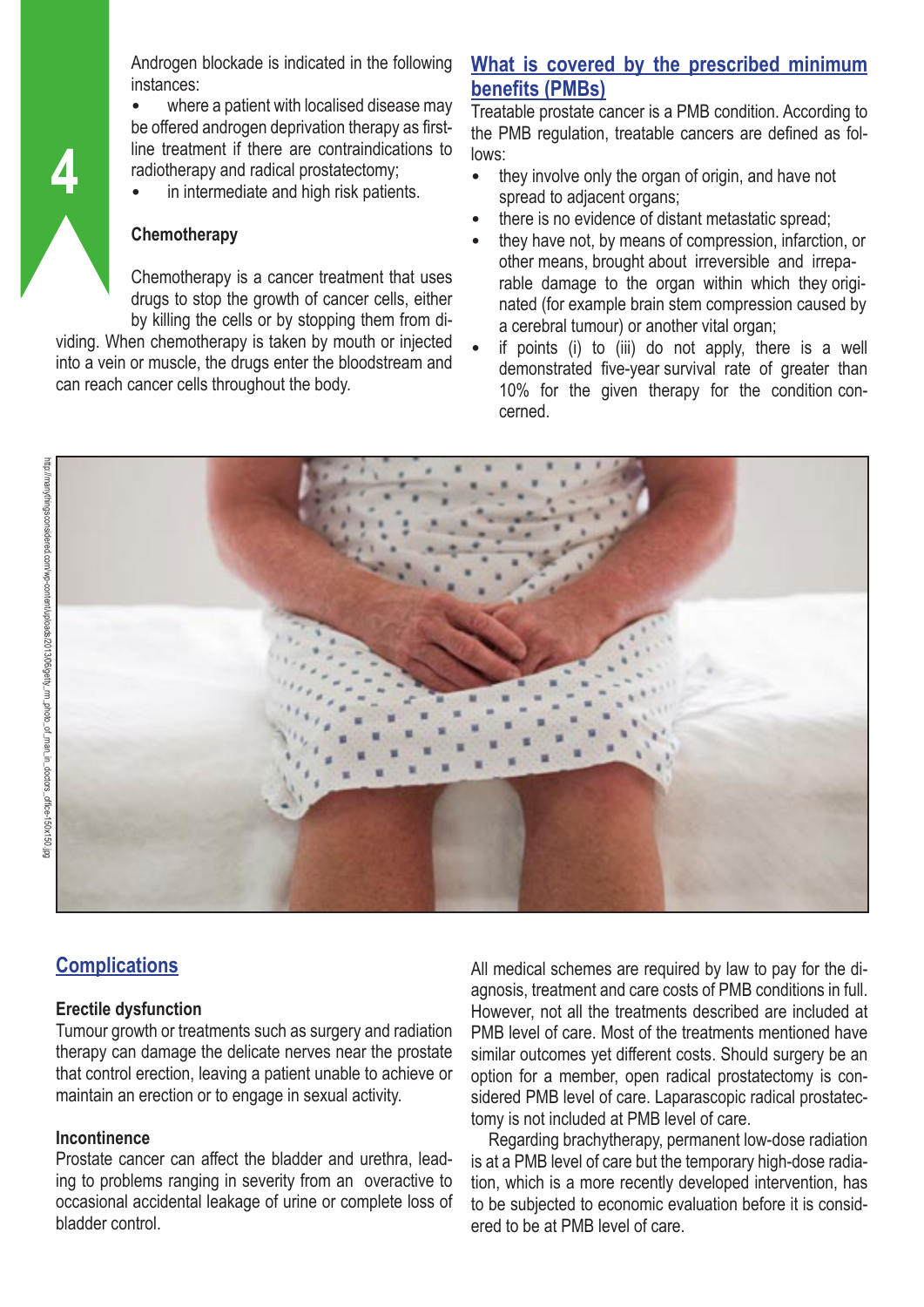Androgen blockade is indicated in the following instances:

- where a patient with localised disease may be offered androgen deprivation therapy as first-line treatment if there are contraindications to radiotherapy and radical prostatectomy;
- in intermediate and high risk patients.

**Chemotherapy**

Chemotherapy is a cancer treatment that uses drugs to stop the growth of cancer cells, either by killing the cells or by stopping them from dividing. When chemotherapy is taken by mouth or injected into a vein or muscle, the drugs enter the bloodstream and can reach cancer cells throughout the body.

## What is covered by the prescribed minimum benefits (PMBs)

Treatable prostate cancer is a PMB condition. According to the PMB regulation, treatable cancers are defined as follows:

- they involve only the organ of origin, and have not spread to adjacent organs;
- there is no evidence of distant metastatic spread;
- they have not, by means of compression, infarction, or other means, brought about irreversible and irreparable damage to the organ within which they originated (for example brain stem compression caused by a cerebral tumour) or another vital organ;
- if points (i) to (iii) do not apply, there is a well demonstrated five-year survival rate of greater than 10% for the given therapy for the condition concerned.

## Complications

**Erectile dysfunction**

Tumour growth or treatments such as surgery and radiation therapy can damage the delicate nerves near the prostate that control erection, leaving a patient unable to achieve or maintain an erection or to engage in sexual activity.

**Incontinence**

Prostate cancer can affect the bladder and urethra, leading to problems ranging in severity from an overactive to occasional accidental leakage of urine or complete loss of bladder control.

All medical schemes are required by law to pay for the diagnosis, treatment and care costs of PMB conditions in full. However, not all the treatments described are included at PMB level of care. Most of the treatments mentioned have similar outcomes yet different costs. Should surgery be an option for a member, open radical prostatectomy is considered PMB level of care. Laparascopic radical prostatectomy is not included at PMB level of care.

Regarding brachytherapy, permanent low-dose radiation is at a PMB level of care but the temporary high-dose radiation, which is a more recently developed intervention, has to be subjected to economic evaluation before it is considered to be at PMB level of care.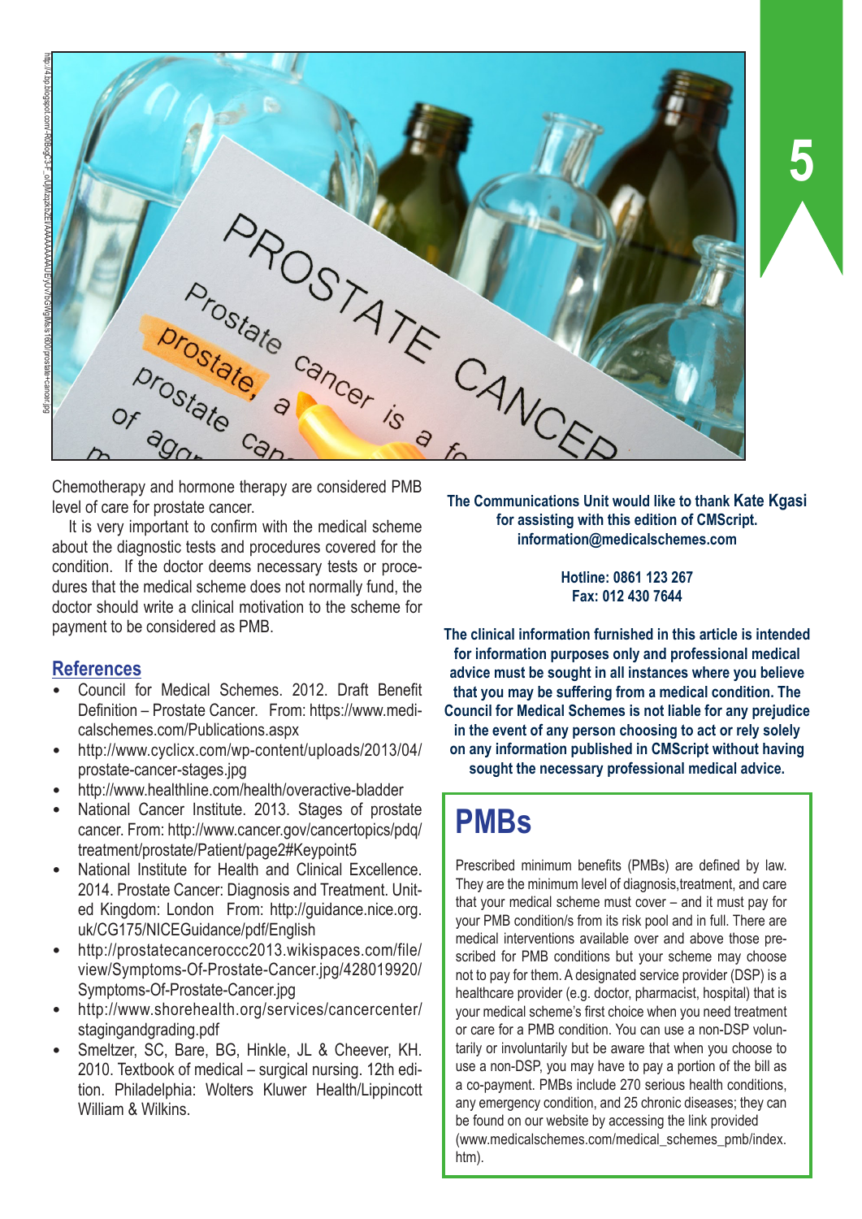Chemotherapy and hormone therapy are considered PMB level of care for prostate cancer.

It is very important to confirm with the medical scheme about the diagnostic tests and procedures covered for the condition. If the doctor deems necessary tests or procedures that the medical scheme does not normally fund, the doctor should write a clinical motivation to the scheme for payment to be considered as PMB.

## References

- Council for Medical Schemes. 2012. Draft Benefit Definition – Prostate Cancer. From: https://www.medicalschemes.com/Publications.aspx
- http://www.cyclicx.com/wp-content/uploads/2013/04/prostate-cancer-stages.jpg
- http://www.healthline.com/health/overactive-bladder
- National Cancer Institute. 2013. Stages of prostate cancer. From: http://www.cancer.gov/cancertopics/pdq/treatment/prostate/Patient/page2#Keypoint5
- National Institute for Health and Clinical Excellence. 2014. Prostate Cancer: Diagnosis and Treatment. United Kingdom: London From: http://guidance.nice.org.uk/CG175/NICEGuidance/pdf/English
- http://prostatecanceroccc2013.wikispaces.com/file/view/Symptoms-Of-Prostate-Cancer.jpg/428019920/Symptoms-Of-Prostate-Cancer.jpg
- http://www.shorehealth.org/services/cancercenter/stagingandgrading.pdf
- Smeltzer, SC, Bare, BG, Hinkle, JL & Cheever, KH. 2010. Textbook of medical – surgical nursing. 12th edition. Philadelphia: Wolters Kluwer Health/Lippincott William & Wilkins.

**The Communications Unit would like to thank Kate Kgasi for assisting with this edition of CMScript.**
**information@medicalschemes.com**

**Hotline: 0861 123 267**
**Fax: 012 430 7644**

**The clinical information furnished in this article is intended for information purposes only and professional medical advice must be sought in all instances where you believe that you may be suffering from a medical condition. The Council for Medical Schemes is not liable for any prejudice in the event of any person choosing to act or rely solely on any information published in CMScript without having sought the necessary professional medical advice.**

## PMBs

Prescribed minimum benefits (PMBs) are defined by law. They are the minimum level of diagnosis,treatment, and care that your medical scheme must cover – and it must pay for your PMB condition/s from its risk pool and in full. There are medical interventions available over and above those prescribed for PMB conditions but your scheme may choose not to pay for them. A designated service provider (DSP) is a healthcare provider (e.g. doctor, pharmacist, hospital) that is your medical scheme's first choice when you need treatment or care for a PMB condition. You can use a non-DSP voluntarily or involuntarily but be aware that when you choose to use a non-DSP, you may have to pay a portion of the bill as a co-payment. PMBs include 270 serious health conditions, any emergency condition, and 25 chronic diseases; they can be found on our website by accessing the link provided (www.medicalschemes.com/medical_schemes_pmb/index.htm).